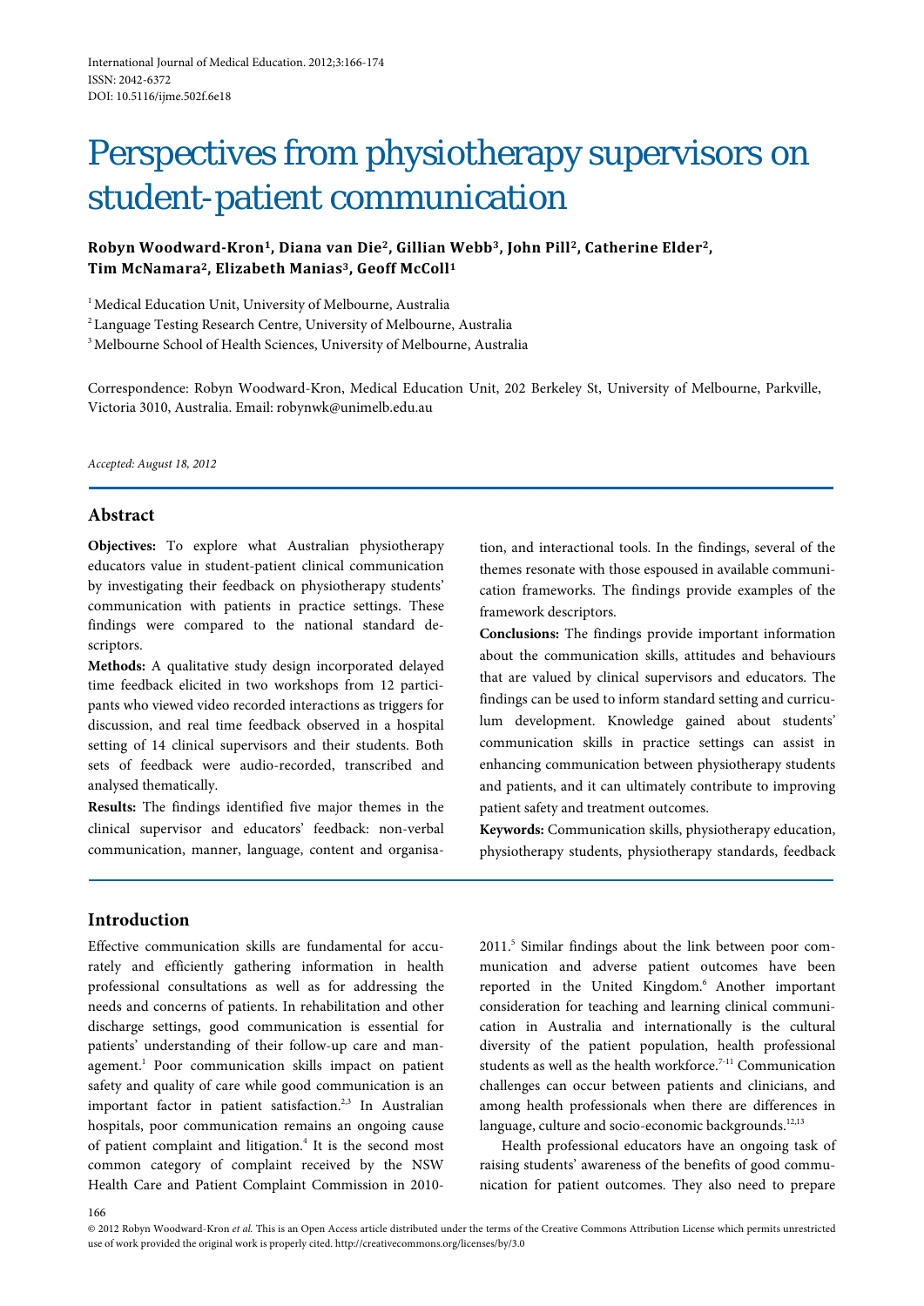International Journal of Medical Education. 2012;3:166-174
ISSN: 2042-6372
DOI: 10.5116/ijme.502f.6e18

# Perspectives from physiotherapy supervisors on student-patient communication

**Robyn Woodward-Kron[1], Diana van Die[2], Gillian Webb[3], John Pill[2], Catherine Elder[2], Tim McNamara[2], Elizabeth Manias[3], Geoff McColl[1]**

[1] Medical Education Unit, University of Melbourne, Australia
[2] Language Testing Research Centre, University of Melbourne, Australia
[3] Melbourne School of Health Sciences, University of Melbourne, Australia

Correspondence: Robyn Woodward-Kron, Medical Education Unit, 202 Berkeley St, University of Melbourne, Parkville, Victoria 3010, Australia. Email: robynwk@unimelb.edu.au

*Accepted: August 18, 2012*

## Abstract

**Objectives:** To explore what Australian physiotherapy educators value in student-patient clinical communication by investigating their feedback on physiotherapy students' communication with patients in practice settings. These findings were compared to the national standard descriptors.

**Methods:** A qualitative study design incorporated delayed time feedback elicited in two workshops from 12 participants who viewed video recorded interactions as triggers for discussion, and real time feedback observed in a hospital setting of 14 clinical supervisors and their students. Both sets of feedback were audio-recorded, transcribed and analysed thematically.

**Results:** The findings identified five major themes in the clinical supervisor and educators' feedback: non-verbal communication, manner, language, content and organisation, and interactional tools. In the findings, several of the themes resonate with those espoused in available communication frameworks. The findings provide examples of the framework descriptors.

**Conclusions:** The findings provide important information about the communication skills, attitudes and behaviours that are valued by clinical supervisors and educators. The findings can be used to inform standard setting and curriculum development. Knowledge gained about students' communication skills in practice settings can assist in enhancing communication between physiotherapy students and patients, and it can ultimately contribute to improving patient safety and treatment outcomes.

**Keywords:** Communication skills, physiotherapy education, physiotherapy students, physiotherapy standards, feedback

## Introduction

Effective communication skills are fundamental for accurately and efficiently gathering information in health professional consultations as well as for addressing the needs and concerns of patients. In rehabilitation and other discharge settings, good communication is essential for patients' understanding of their follow-up care and management.[1] Poor communication skills impact on patient safety and quality of care while good communication is an important factor in patient satisfaction.[2,3] In Australian hospitals, poor communication remains an ongoing cause of patient complaint and litigation.[4] It is the second most common category of complaint received by the NSW Health Care and Patient Complaint Commission in 2010-2011.[5] Similar findings about the link between poor communication and adverse patient outcomes have been reported in the United Kingdom.[6] Another important consideration for teaching and learning clinical communication in Australia and internationally is the cultural diversity of the patient population, health professional students as well as the health workforce.[7-11] Communication challenges can occur between patients and clinicians, and among health professionals when there are differences in language, culture and socio-economic backgrounds.[12,13]

Health professional educators have an ongoing task of raising students' awareness of the benefits of good communication for patient outcomes. They also need to prepare

© 2012 Robyn Woodward-Kron *et al.* This is an Open Access article distributed under the terms of the Creative Commons Attribution License which permits unrestricted use of work provided the original work is properly cited. http://creativecommons.org/licenses/by/3.0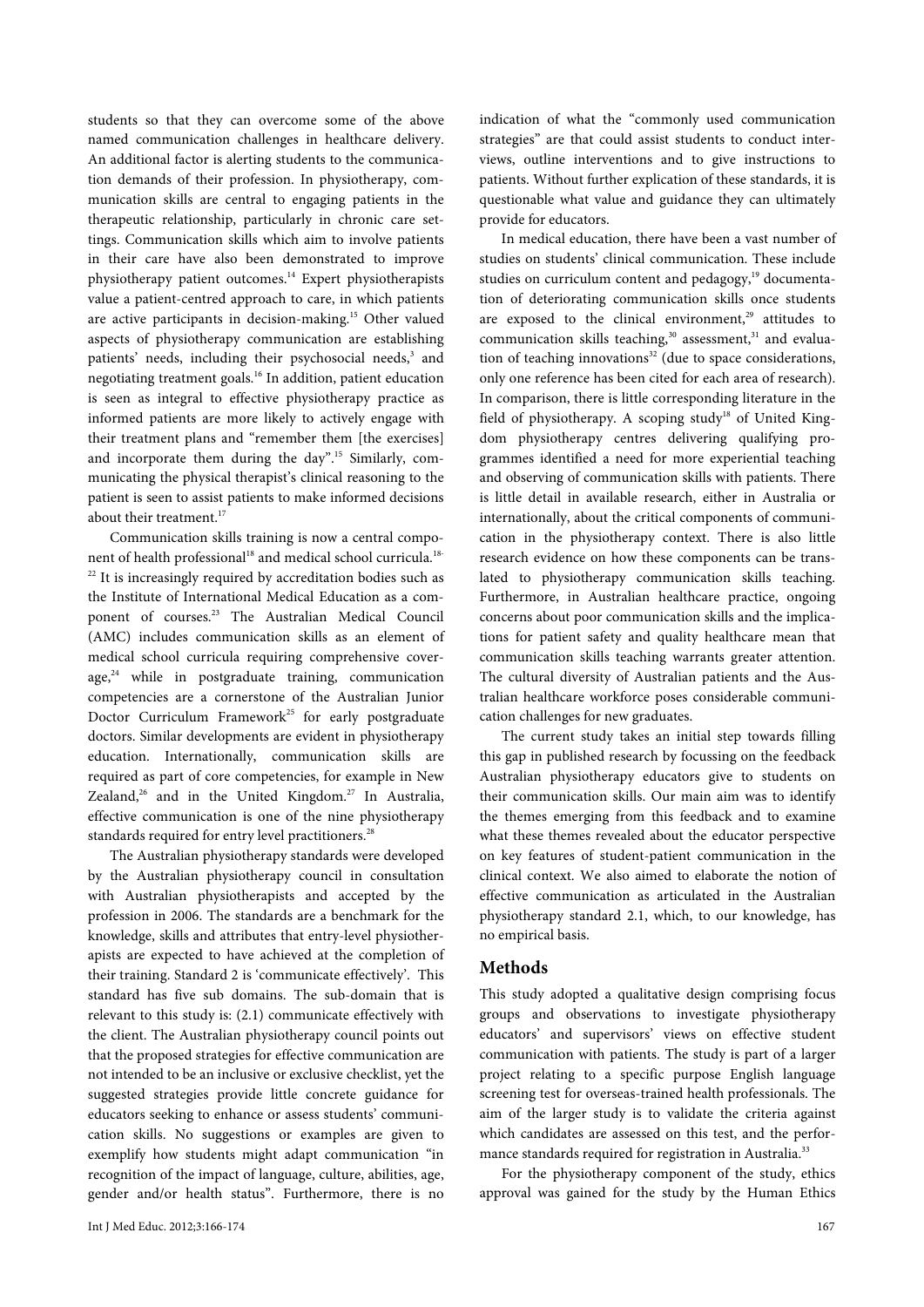students so that they can overcome some of the above named communication challenges in healthcare delivery. An additional factor is alerting students to the communication demands of their profession. In physiotherapy, communication skills are central to engaging patients in the therapeutic relationship, particularly in chronic care settings. Communication skills which aim to involve patients in their care have also been demonstrated to improve physiotherapy patient outcomes.[14] Expert physiotherapists value a patient-centred approach to care, in which patients are active participants in decision-making.[15] Other valued aspects of physiotherapy communication are establishing patients' needs, including their psychosocial needs,[3] and negotiating treatment goals.[16] In addition, patient education is seen as integral to effective physiotherapy practice as informed patients are more likely to actively engage with their treatment plans and "remember them [the exercises] and incorporate them during the day".[15] Similarly, communicating the physical therapist's clinical reasoning to the patient is seen to assist patients to make informed decisions about their treatment.[17]

Communication skills training is now a central component of health professional[18] and medical school curricula.[18-22] It is increasingly required by accreditation bodies such as the Institute of International Medical Education as a component of courses.[23] The Australian Medical Council (AMC) includes communication skills as an element of medical school curricula requiring comprehensive coverage,[24] while in postgraduate training, communication competencies are a cornerstone of the Australian Junior Doctor Curriculum Framework[25] for early postgraduate doctors. Similar developments are evident in physiotherapy education. Internationally, communication skills are required as part of core competencies, for example in New Zealand,[26] and in the United Kingdom.[27] In Australia, effective communication is one of the nine physiotherapy standards required for entry level practitioners.[28]

The Australian physiotherapy standards were developed by the Australian physiotherapy council in consultation with Australian physiotherapists and accepted by the profession in 2006. The standards are a benchmark for the knowledge, skills and attributes that entry-level physiotherapists are expected to have achieved at the completion of their training. Standard 2 is 'communicate effectively'. This standard has five sub domains. The sub-domain that is relevant to this study is: (2.1) communicate effectively with the client. The Australian physiotherapy council points out that the proposed strategies for effective communication are not intended to be an inclusive or exclusive checklist, yet the suggested strategies provide little concrete guidance for educators seeking to enhance or assess students' communication skills. No suggestions or examples are given to exemplify how students might adapt communication "in recognition of the impact of language, culture, abilities, age, gender and/or health status". Furthermore, there is no indication of what the "commonly used communication strategies" are that could assist students to conduct interviews, outline interventions and to give instructions to patients. Without further explication of these standards, it is questionable what value and guidance they can ultimately provide for educators.

In medical education, there have been a vast number of studies on students' clinical communication. These include studies on curriculum content and pedagogy,[19] documentation of deteriorating communication skills once students are exposed to the clinical environment,[29] attitudes to communication skills teaching,[30] assessment,[31] and evaluation of teaching innovations[32] (due to space considerations, only one reference has been cited for each area of research). In comparison, there is little corresponding literature in the field of physiotherapy. A scoping study[18] of United Kingdom physiotherapy centres delivering qualifying programmes identified a need for more experiential teaching and observing of communication skills with patients. There is little detail in available research, either in Australia or internationally, about the critical components of communication in the physiotherapy context. There is also little research evidence on how these components can be translated to physiotherapy communication skills teaching. Furthermore, in Australian healthcare practice, ongoing concerns about poor communication skills and the implications for patient safety and quality healthcare mean that communication skills teaching warrants greater attention. The cultural diversity of Australian patients and the Australian healthcare workforce poses considerable communication challenges for new graduates.

The current study takes an initial step towards filling this gap in published research by focussing on the feedback Australian physiotherapy educators give to students on their communication skills. Our main aim was to identify the themes emerging from this feedback and to examine what these themes revealed about the educator perspective on key features of student-patient communication in the clinical context. We also aimed to elaborate the notion of effective communication as articulated in the Australian physiotherapy standard 2.1, which, to our knowledge, has no empirical basis.

## Methods

This study adopted a qualitative design comprising focus groups and observations to investigate physiotherapy educators' and supervisors' views on effective student communication with patients. The study is part of a larger project relating to a specific purpose English language screening test for overseas-trained health professionals. The aim of the larger study is to validate the criteria against which candidates are assessed on this test, and the performance standards required for registration in Australia.[33]

For the physiotherapy component of the study, ethics approval was gained for the study by the Human Ethics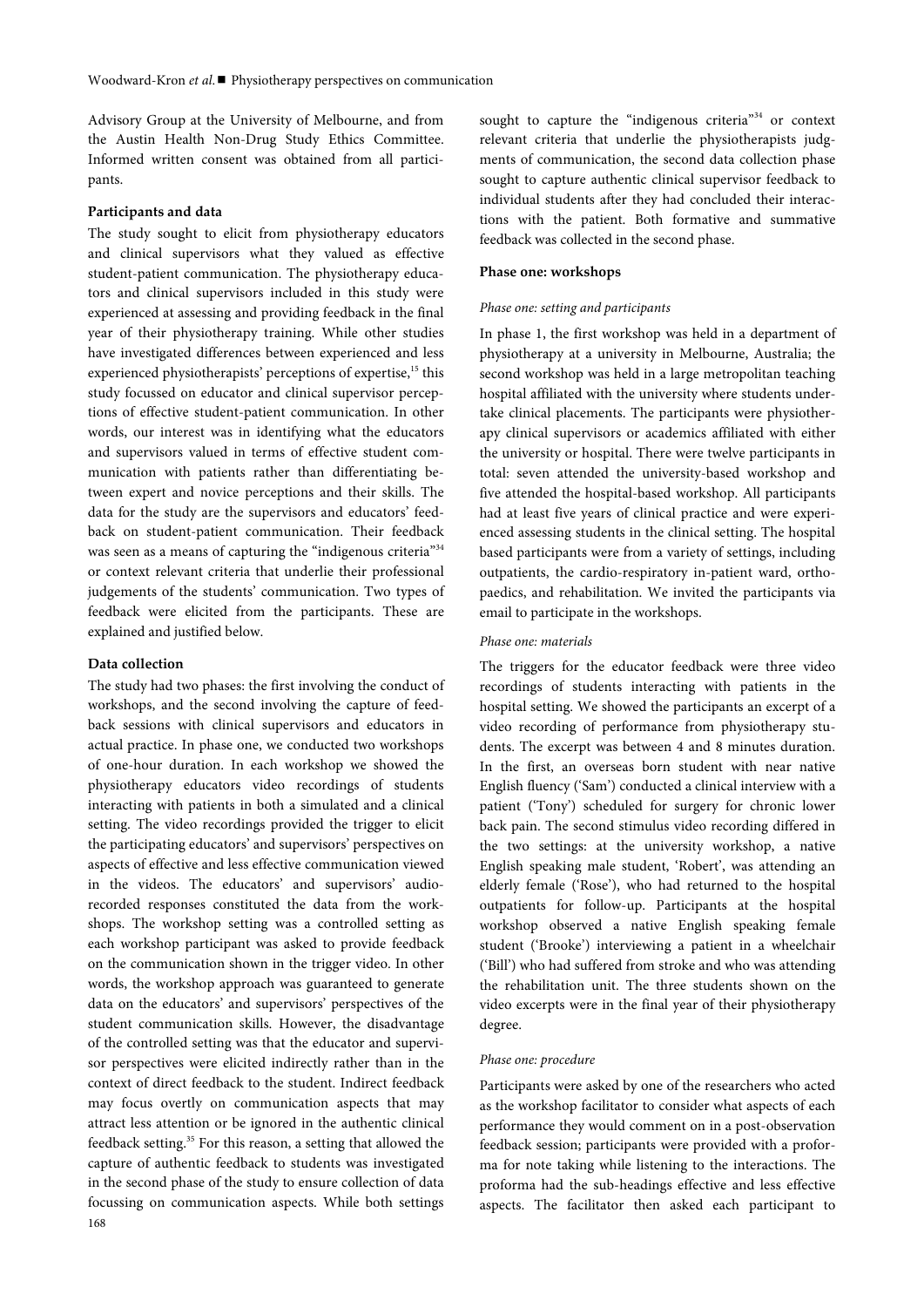Advisory Group at the University of Melbourne, and from the Austin Health Non-Drug Study Ethics Committee. Informed written consent was obtained from all participants.

### Participants and data

The study sought to elicit from physiotherapy educators and clinical supervisors what they valued as effective student-patient communication. The physiotherapy educators and clinical supervisors included in this study were experienced at assessing and providing feedback in the final year of their physiotherapy training. While other studies have investigated differences between experienced and less experienced physiotherapists' perceptions of expertise,[15] this study focussed on educator and clinical supervisor perceptions of effective student-patient communication. In other words, our interest was in identifying what the educators and supervisors valued in terms of effective student communication with patients rather than differentiating between expert and novice perceptions and their skills. The data for the study are the supervisors and educators' feedback on student-patient communication. Their feedback was seen as a means of capturing the "indigenous criteria"[34] or context relevant criteria that underlie their professional judgements of the students' communication. Two types of feedback were elicited from the participants. These are explained and justified below.

### Data collection

The study had two phases: the first involving the conduct of workshops, and the second involving the capture of feedback sessions with clinical supervisors and educators in actual practice. In phase one, we conducted two workshops of one-hour duration. In each workshop we showed the physiotherapy educators video recordings of students interacting with patients in both a simulated and a clinical setting. The video recordings provided the trigger to elicit the participating educators' and supervisors' perspectives on aspects of effective and less effective communication viewed in the videos. The educators' and supervisors' audio-recorded responses constituted the data from the workshops. The workshop setting was a controlled setting as each workshop participant was asked to provide feedback on the communication shown in the trigger video. In other words, the workshop approach was guaranteed to generate data on the educators' and supervisors' perspectives of the student communication skills. However, the disadvantage of the controlled setting was that the educator and supervisor perspectives were elicited indirectly rather than in the context of direct feedback to the student. Indirect feedback may focus overtly on communication aspects that may attract less attention or be ignored in the authentic clinical feedback setting.[35] For this reason, a setting that allowed the capture of authentic feedback to students was investigated in the second phase of the study to ensure collection of data focussing on communication aspects. While both settings sought to capture the "indigenous criteria"[34] or context relevant criteria that underlie the physiotherapists judgments of communication, the second data collection phase sought to capture authentic clinical supervisor feedback to individual students after they had concluded their interactions with the patient. Both formative and summative feedback was collected in the second phase.

### Phase one: workshops

#### *Phase one: setting and participants*

In phase 1, the first workshop was held in a department of physiotherapy at a university in Melbourne, Australia; the second workshop was held in a large metropolitan teaching hospital affiliated with the university where students undertake clinical placements. The participants were physiotherapy clinical supervisors or academics affiliated with either the university or hospital. There were twelve participants in total: seven attended the university-based workshop and five attended the hospital-based workshop. All participants had at least five years of clinical practice and were experienced assessing students in the clinical setting. The hospital based participants were from a variety of settings, including outpatients, the cardio-respiratory in-patient ward, orthopaedics, and rehabilitation. We invited the participants via email to participate in the workshops.

#### *Phase one: materials*

The triggers for the educator feedback were three video recordings of students interacting with patients in the hospital setting. We showed the participants an excerpt of a video recording of performance from physiotherapy students. The excerpt was between 4 and 8 minutes duration. In the first, an overseas born student with near native English fluency ('Sam') conducted a clinical interview with a patient ('Tony') scheduled for surgery for chronic lower back pain. The second stimulus video recording differed in the two settings: at the university workshop, a native English speaking male student, 'Robert', was attending an elderly female ('Rose'), who had returned to the hospital outpatients for follow-up. Participants at the hospital workshop observed a native English speaking female student ('Brooke') interviewing a patient in a wheelchair ('Bill') who had suffered from stroke and who was attending the rehabilitation unit. The three students shown on the video excerpts were in the final year of their physiotherapy degree.

#### *Phase one: procedure*

Participants were asked by one of the researchers who acted as the workshop facilitator to consider what aspects of each performance they would comment on in a post-observation feedback session; participants were provided with a proforma for note taking while listening to the interactions. The proforma had the sub-headings effective and less effective aspects. The facilitator then asked each participant to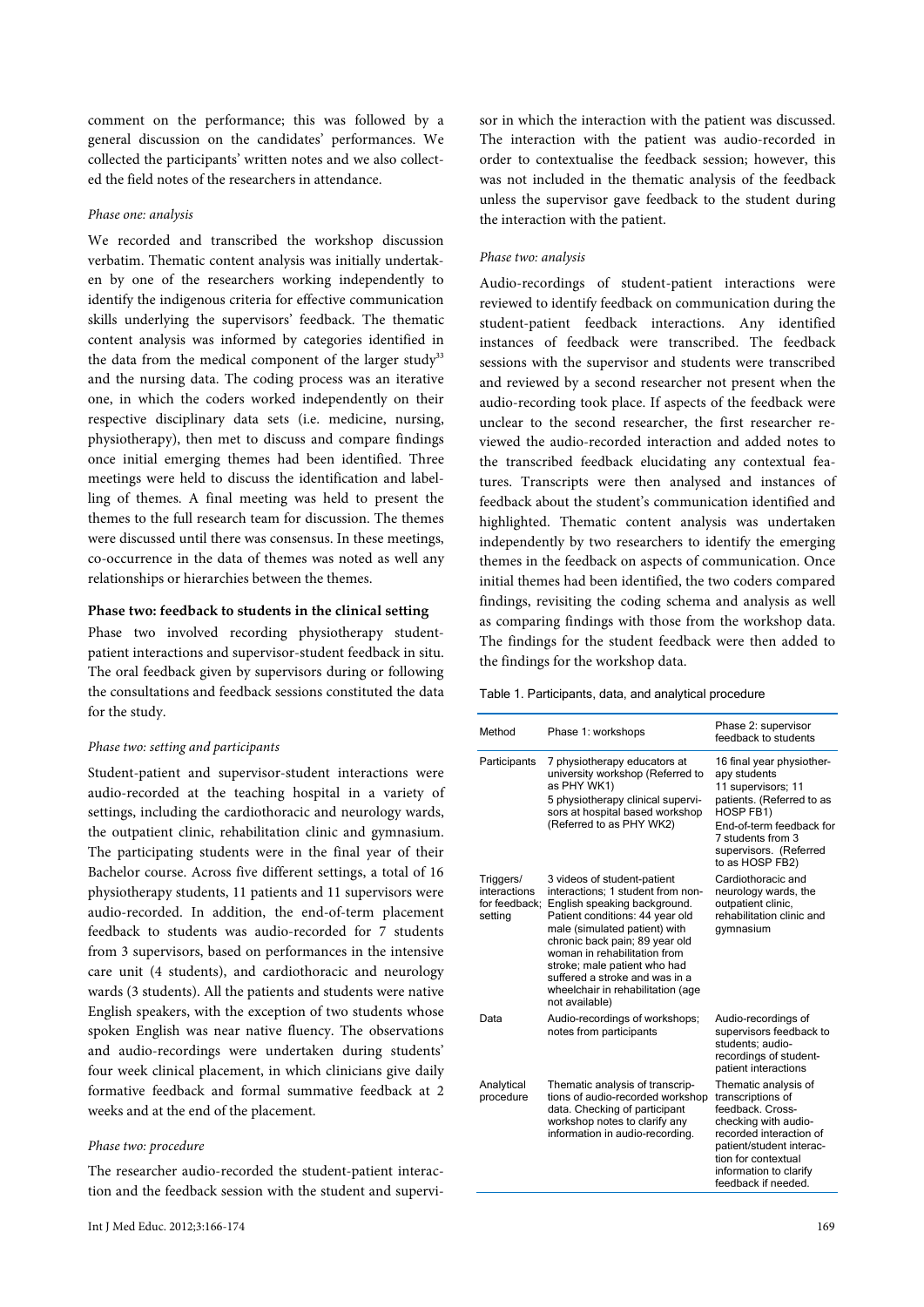comment on the performance; this was followed by a general discussion on the candidates' performances. We collected the participants' written notes and we also collected the field notes of the researchers in attendance.

*Phase one: analysis*

We recorded and transcribed the workshop discussion verbatim. Thematic content analysis was initially undertaken by one of the researchers working independently to identify the indigenous criteria for effective communication skills underlying the supervisors' feedback. The thematic content analysis was informed by categories identified in the data from the medical component of the larger study[33] and the nursing data. The coding process was an iterative one, in which the coders worked independently on their respective disciplinary data sets (i.e. medicine, nursing, physiotherapy), then met to discuss and compare findings once initial emerging themes had been identified. Three meetings were held to discuss the identification and labelling of themes. A final meeting was held to present the themes to the full research team for discussion. The themes were discussed until there was consensus. In these meetings, co-occurrence in the data of themes was noted as well any relationships or hierarchies between the themes.

**Phase two: feedback to students in the clinical setting**

Phase two involved recording physiotherapy student-patient interactions and supervisor-student feedback in situ. The oral feedback given by supervisors during or following the consultations and feedback sessions constituted the data for the study.

*Phase two: setting and participants*

Student-patient and supervisor-student interactions were audio-recorded at the teaching hospital in a variety of settings, including the cardiothoracic and neurology wards, the outpatient clinic, rehabilitation clinic and gymnasium. The participating students were in the final year of their Bachelor course. Across five different settings, a total of 16 physiotherapy students, 11 patients and 11 supervisors were audio-recorded. In addition, the end-of-term placement feedback to students was audio-recorded for 7 students from 3 supervisors, based on performances in the intensive care unit (4 students), and cardiothoracic and neurology wards (3 students). All the patients and students were native English speakers, with the exception of two students whose spoken English was near native fluency. The observations and audio-recordings were undertaken during students' four week clinical placement, in which clinicians give daily formative feedback and formal summative feedback at 2 weeks and at the end of the placement.

*Phase two: procedure*

The researcher audio-recorded the student-patient interaction and the feedback session with the student and supervisor in which the interaction with the patient was discussed. The interaction with the patient was audio-recorded in order to contextualise the feedback session; however, this was not included in the thematic analysis of the feedback unless the supervisor gave feedback to the student during the interaction with the patient.

*Phase two: analysis*

Audio-recordings of student-patient interactions were reviewed to identify feedback on communication during the student-patient feedback interactions. Any identified instances of feedback were transcribed. The feedback sessions with the supervisor and students were transcribed and reviewed by a second researcher not present when the audio-recording took place. If aspects of the feedback were unclear to the second researcher, the first researcher reviewed the audio-recorded interaction and added notes to the transcribed feedback elucidating any contextual features. Transcripts were then analysed and instances of feedback about the student's communication identified and highlighted. Thematic content analysis was undertaken independently by two researchers to identify the emerging themes in the feedback on aspects of communication. Once initial themes had been identified, the two coders compared findings, revisiting the coding schema and analysis as well as comparing findings with those from the workshop data. The findings for the student feedback were then added to the findings for the workshop data.

Table 1. Participants, data, and analytical procedure

| Method | Phase 1: workshops | Phase 2: supervisor feedback to students |
|---|---|---|
| Participants | 7 physiotherapy educators at university workshop (Referred to as PHY WK1)<br>5 physiotherapy clinical supervisors at hospital based workshop (Referred to as PHY WK2) | 16 final year physiotherapy students<br>11 supervisors; 11 patients. (Referred to as HOSP FB1)<br>End-of-term feedback for 7 students from 3 supervisors. (Referred to as HOSP FB2) |
| Triggers/ interactions for feedback; setting | 3 videos of student-patient interactions; 1 student from non-English speaking background. Patient conditions: 44 year old male (simulated patient) with chronic back pain; 89 year old woman in rehabilitation from stroke; male patient who had suffered a stroke and was in a wheelchair in rehabilitation (age not available) | Cardiothoracic and neurology wards, the outpatient clinic, rehabilitation clinic and gymnasium |
| Data | Audio-recordings of workshops; notes from participants | Audio-recordings of supervisors feedback to students; audio-recordings of student-patient interactions |
| Analytical procedure | Thematic analysis of transcriptions of audio-recorded workshop data. Checking of participant workshop notes to clarify any information in audio-recording. | Thematic analysis of transcriptions of feedback. Cross-checking with audio-recorded interaction of patient/student interaction for contextual information to clarify feedback if needed. |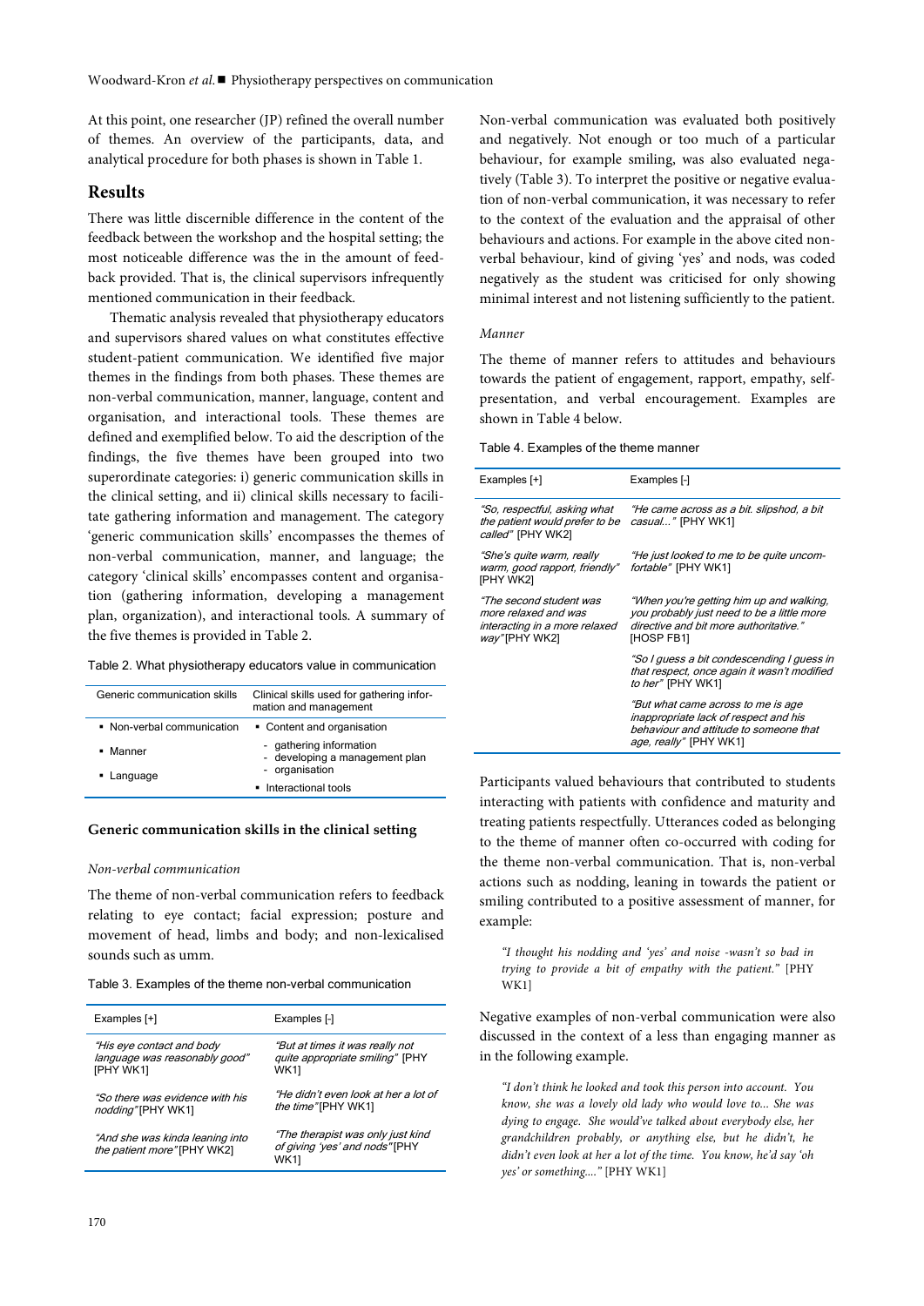At this point, one researcher (JP) refined the overall number of themes. An overview of the participants, data, and analytical procedure for both phases is shown in Table 1.

## Results

There was little discernible difference in the content of the feedback between the workshop and the hospital setting; the most noticeable difference was the in the amount of feedback provided. That is, the clinical supervisors infrequently mentioned communication in their feedback.

Thematic analysis revealed that physiotherapy educators and supervisors shared values on what constitutes effective student-patient communication. We identified five major themes in the findings from both phases. These themes are non-verbal communication, manner, language, content and organisation, and interactional tools. These themes are defined and exemplified below. To aid the description of the findings, the five themes have been grouped into two superordinate categories: i) generic communication skills in the clinical setting, and ii) clinical skills necessary to facilitate gathering information and management. The category 'generic communication skills' encompasses the themes of non-verbal communication, manner, and language; the category 'clinical skills' encompasses content and organisation (gathering information, developing a management plan, organization), and interactional tools. A summary of the five themes is provided in Table 2.

Table 2. What physiotherapy educators value in communication

| Generic communication skills | Clinical skills used for gathering information and management |
|---|---|
| ▪ Non-verbal communication | ▪ Content and organisation |
| ▪ Manner | - gathering information<br>- developing a management plan<br>- organisation |
| ▪ Language | ▪ Interactional tools |

### Generic communication skills in the clinical setting

#### *Non-verbal communication*

The theme of non-verbal communication refers to feedback relating to eye contact; facial expression; posture and movement of head, limbs and body; and non-lexicalised sounds such as umm.

Table 3. Examples of the theme non-verbal communication

| Examples [+] | Examples [-] |
|---|---|
| *"His eye contact and body language was reasonably good"* [PHY WK1] | *"But at times it was really not quite appropriate smiling"* [PHY WK1] |
| *"So there was evidence with his nodding"* [PHY WK1] | *"He didn't even look at her a lot of the time"* [PHY WK1] |
| *"And she was kinda leaning into the patient more"* [PHY WK2] | *"The therapist was only just kind of giving 'yes' and nods"* [PHY WK1] |

Non-verbal communication was evaluated both positively and negatively. Not enough or too much of a particular behaviour, for example smiling, was also evaluated negatively (Table 3). To interpret the positive or negative evaluation of non-verbal communication, it was necessary to refer to the context of the evaluation and the appraisal of other behaviours and actions. For example in the above cited non-verbal behaviour, kind of giving 'yes' and nods, was coded negatively as the student was criticised for only showing minimal interest and not listening sufficiently to the patient.

#### *Manner*

The theme of manner refers to attitudes and behaviours towards the patient of engagement, rapport, empathy, self-presentation, and verbal encouragement. Examples are shown in Table 4 below.

Table 4. Examples of the theme manner

| Examples [+] | Examples [-] |
|---|---|
| *"So, respectful, asking what the patient would prefer to be called"* [PHY WK2] | *"He came across as a bit. slipshod, a bit casual..."* [PHY WK1] |
| *"She's quite warm, really warm, good rapport, friendly"* [PHY WK2] | *"He just looked to me to be quite uncomfortable"* [PHY WK1] |
| *"The second student was more relaxed and was interacting in a more relaxed way"* [PHY WK2] | *"When you're getting him up and walking, you probably just need to be a little more directive and bit more authoritative."* [HOSP FB1] |
| | *"So I guess a bit condescending I guess in that respect, once again it wasn't modified to her"* [PHY WK1] |
| | *"But what came across to me is age inappropriate lack of respect and his behaviour and attitude to someone that age, really"* [PHY WK1] |

Participants valued behaviours that contributed to students interacting with patients with confidence and maturity and treating patients respectfully. Utterances coded as belonging to the theme of manner often co-occurred with coding for the theme non-verbal communication. That is, non-verbal actions such as nodding, leaning in towards the patient or smiling contributed to a positive assessment of manner, for example:

> *"I thought his nodding and 'yes' and noise -wasn't so bad in trying to provide a bit of empathy with the patient."* [PHY WK1]

Negative examples of non-verbal communication were also discussed in the context of a less than engaging manner as in the following example.

> *"I don't think he looked and took this person into account. You know, she was a lovely old lady who would love to... She was dying to engage. She would've talked about everybody else, her grandchildren probably, or anything else, but he didn't, he didn't even look at her a lot of the time. You know, he'd say 'oh yes' or something...."* [PHY WK1]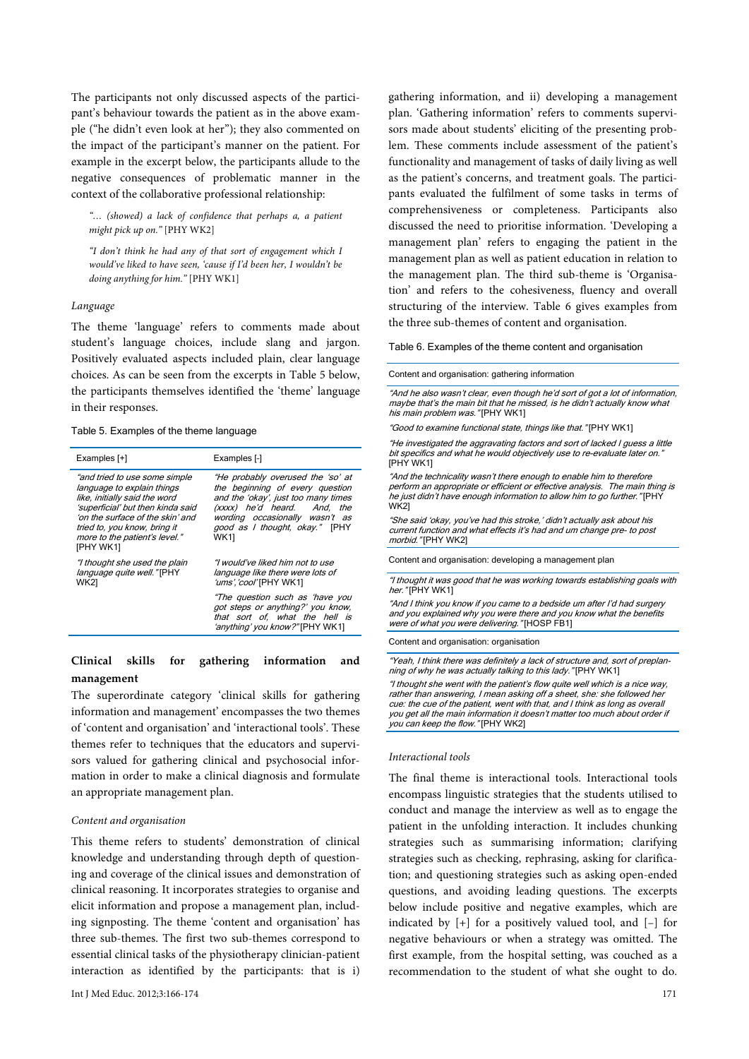The participants not only discussed aspects of the participant's behaviour towards the patient as in the above example ("he didn't even look at her"); they also commented on the impact of the participant's manner on the patient. For example in the excerpt below, the participants allude to the negative consequences of problematic manner in the context of the collaborative professional relationship:

> *"… (showed) a lack of confidence that perhaps a, a patient might pick up on."* [PHY WK2]

> *"I don't think he had any of that sort of engagement which I would've liked to have seen, 'cause if I'd been her, I wouldn't be doing anything for him."* [PHY WK1]

*Language*

The theme 'language' refers to comments made about student's language choices, include slang and jargon. Positively evaluated aspects included plain, clear language choices. As can be seen from the excerpts in Table 5 below, the participants themselves identified the 'theme' language in their responses.

Table 5. Examples of the theme language

| Examples [+] | Examples [-] |
|---|---|
| *"and tried to use some simple language to explain things like, initially said the word 'superficial' but then kinda said 'on the surface of the skin' and tried to, you know, bring it more to the patient's level."* [PHY WK1] | *"He probably overused the 'so' at the beginning of every question and the 'okay', just too many times (xxxx) he'd heard. And, the wording occasionally wasn't as good as I thought, okay."* [PHY WK1] |
| *"I thought she used the plain language quite well."* [PHY WK2] | *"I would've liked him not to use language like there were lots of 'ums', 'cool'* [PHY WK1] |
| | *"The question such as 'have you got steps or anything?' you know, that sort of, what the hell is 'anything' you know?"* [PHY WK1] |

## Clinical skills for gathering information and management

The superordinate category 'clinical skills for gathering information and management' encompasses the two themes of 'content and organisation' and 'interactional tools'. These themes refer to techniques that the educators and supervisors valued for gathering clinical and psychosocial information in order to make a clinical diagnosis and formulate an appropriate management plan.

*Content and organisation*

This theme refers to students' demonstration of clinical knowledge and understanding through depth of questioning and coverage of the clinical issues and demonstration of clinical reasoning. It incorporates strategies to organise and elicit information and propose a management plan, including signposting. The theme 'content and organisation' has three sub-themes. The first two sub-themes correspond to essential clinical tasks of the physiotherapy clinician-patient interaction as identified by the participants: that is i) gathering information, and ii) developing a management plan. 'Gathering information' refers to comments supervisors made about students' eliciting of the presenting problem. These comments include assessment of the patient's functionality and management of tasks of daily living as well as the patient's concerns, and treatment goals. The participants evaluated the fulfilment of some tasks in terms of comprehensiveness or completeness. Participants also discussed the need to prioritise information. 'Developing a management plan' refers to engaging the patient in the management plan as well as patient education in relation to the management plan. The third sub-theme is 'Organisation' and refers to the cohesiveness, fluency and overall structuring of the interview. Table 6 gives examples from the three sub-themes of content and organisation.

Table 6. Examples of the theme content and organisation

| |
|---|
| Content and organisation: gathering information |
| *"And he also wasn't clear, even though he'd sort of got a lot of information, maybe that's the main bit that he missed, is he didn't actually know what his main problem was."* [PHY WK1] |
| *"Good to examine functional state, things like that."* [PHY WK1] |
| *"He investigated the aggravating factors and sort of lacked I guess a little bit specifics and what he would objectively use to re-evaluate later on."* [PHY WK1] |
| *"And the technicality wasn't there enough to enable him to therefore perform an appropriate or efficient or effective analysis. The main thing is he just didn't have enough information to allow him to go further."* [PHY WK2] |
| *"She said 'okay, you've had this stroke,' didn't actually ask about his current function and what effects it's had and um change pre- to post morbid."* [PHY WK2] |
| Content and organisation: developing a management plan |
| *"I thought it was good that he was working towards establishing goals with her."* [PHY WK1] |
| *"And I think you know if you came to a bedside um after I'd had surgery and you explained why you were there and you know what the benefits were of what you were delivering."* [HOSP FB1] |
| Content and organisation: organisation |
| *"Yeah, I think there was definitely a lack of structure and, sort of preplanning of why he was actually talking to this lady."* [PHY WK1] |
| *"I thought she went with the patient's flow quite well which is a nice way, rather than answering, I mean asking off a sheet, she: she followed her cue: the cue of the patient, went with that, and I think as long as overall you get all the main information it doesn't matter too much about order if you can keep the flow."* [PHY WK2] |

*Interactional tools*

The final theme is interactional tools. Interactional tools encompass linguistic strategies that the students utilised to conduct and manage the interview as well as to engage the patient in the unfolding interaction. It includes chunking strategies such as summarising information; clarifying strategies such as checking, rephrasing, asking for clarification; and questioning strategies such as asking open-ended questions, and avoiding leading questions. The excerpts below include positive and negative examples, which are indicated by [+] for a positively valued tool, and [–] for negative behaviours or when a strategy was omitted. The first example, from the hospital setting, was couched as a recommendation to the student of what she ought to do.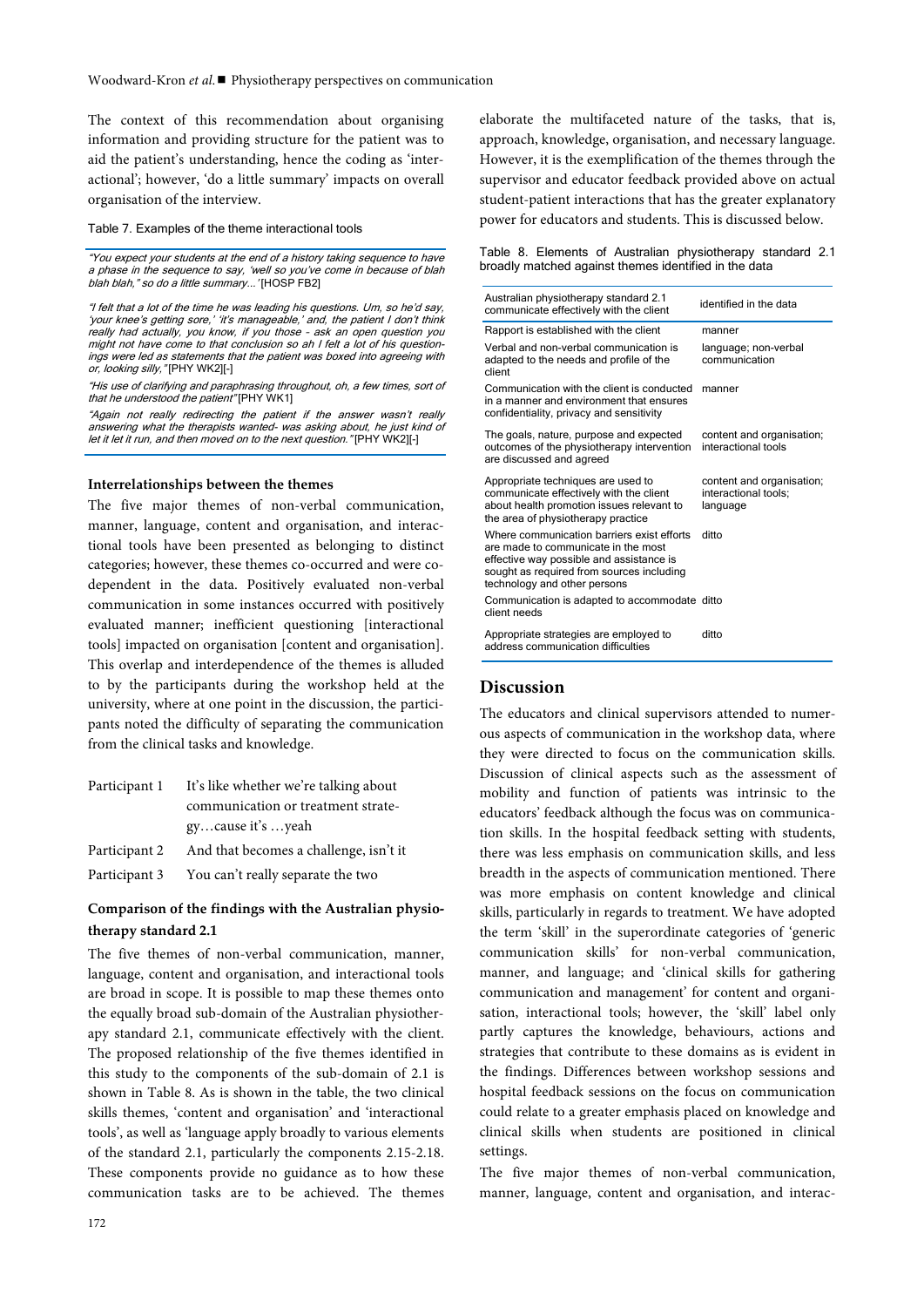The context of this recommendation about organising information and providing structure for the patient was to aid the patient's understanding, hence the coding as 'interactional'; however, 'do a little summary' impacts on overall organisation of the interview.

Table 7. Examples of the theme interactional tools

| |
|---|
| *"You expect your students at the end of a history taking sequence to have a phase in the sequence to say, 'well so you've come in because of blah blah blah," so do a little summary...'* [HOSP FB2] |
| *"I felt that a lot of the time he was leading his questions. Um, so he'd say, 'your knee's getting sore,' 'it's manageable,' and, the patient I don't think really had actually, you know, if you those - ask an open question you might not have come to that conclusion so ah I felt a lot of his questionings were led as statements that the patient was boxed into agreeing with or, looking silly,"* [PHY WK2][-] |
| *"His use of clarifying and paraphrasing throughout, oh, a few times, sort of that he understood the patient"* [PHY WK1] |
| *"Again not really redirecting the patient if the answer wasn't really answering what the therapists wanted- was asking about, he just kind of let it let it run, and then moved on to the next question."* [PHY WK2][-] |

**Interrelationships between the themes**

The five major themes of non-verbal communication, manner, language, content and organisation, and interactional tools have been presented as belonging to distinct categories; however, these themes co-occurred and were co-dependent in the data. Positively evaluated non-verbal communication in some instances occurred with positively evaluated manner; inefficient questioning [interactional tools] impacted on organisation [content and organisation]. This overlap and interdependence of the themes is alluded to by the participants during the workshop held at the university, where at one point in the discussion, the participants noted the difficulty of separating the communication from the clinical tasks and knowledge.

| | |
|---|---|
| Participant 1 | It's like whether we're talking about communication or treatment strategy…cause it's …yeah |
| Participant 2 | And that becomes a challenge, isn't it |
| Participant 3 | You can't really separate the two |

**Comparison of the findings with the Australian physiotherapy standard 2.1**

The five themes of non-verbal communication, manner, language, content and organisation, and interactional tools are broad in scope. It is possible to map these themes onto the equally broad sub-domain of the Australian physiotherapy standard 2.1, communicate effectively with the client. The proposed relationship of the five themes identified in this study to the components of the sub-domain of 2.1 is shown in Table 8. As is shown in the table, the two clinical skills themes, 'content and organisation' and 'interactional tools', as well as 'language apply broadly to various elements of the standard 2.1, particularly the components 2.15-2.18. These components provide no guidance as to how these communication tasks are to be achieved. The themes elaborate the multifaceted nature of the tasks, that is, approach, knowledge, organisation, and necessary language. However, it is the exemplification of the themes through the supervisor and educator feedback provided above on actual student-patient interactions that has the greater explanatory power for educators and students. This is discussed below.

Table 8. Elements of Australian physiotherapy standard 2.1 broadly matched against themes identified in the data

| Australian physiotherapy standard 2.1 communicate effectively with the client | identified in the data |
|---|---|
| Rapport is established with the client | manner |
| Verbal and non-verbal communication is adapted to the needs and profile of the client | language; non-verbal communication |
| Communication with the client is conducted in a manner and environment that ensures confidentiality, privacy and sensitivity | manner |
| The goals, nature, purpose and expected outcomes of the physiotherapy intervention are discussed and agreed | content and organisation; interactional tools |
| Appropriate techniques are used to communicate effectively with the client about health promotion issues relevant to the area of physiotherapy practice | content and organisation; interactional tools; language |
| Where communication barriers exist efforts are made to communicate in the most effective way possible and assistance is sought as required from sources including technology and other persons | ditto |
| Communication is adapted to accommodate client needs | ditto |
| Appropriate strategies are employed to address communication difficulties | ditto |

## Discussion

The educators and clinical supervisors attended to numerous aspects of communication in the workshop data, where they were directed to focus on the communication skills. Discussion of clinical aspects such as the assessment of mobility and function of patients was intrinsic to the educators' feedback although the focus was on communication skills. In the hospital feedback setting with students, there was less emphasis on communication skills, and less breadth in the aspects of communication mentioned. There was more emphasis on content knowledge and clinical skills, particularly in regards to treatment. We have adopted the term 'skill' in the superordinate categories of 'generic communication skills' for non-verbal communication, manner, and language; and 'clinical skills for gathering communication and management' for content and organisation, interactional tools; however, the 'skill' label only partly captures the knowledge, behaviours, actions and strategies that contribute to these domains as is evident in the findings. Differences between workshop sessions and hospital feedback sessions on the focus on communication could relate to a greater emphasis placed on knowledge and clinical skills when students are positioned in clinical settings.

The five major themes of non-verbal communication, manner, language, content and organisation, and interac-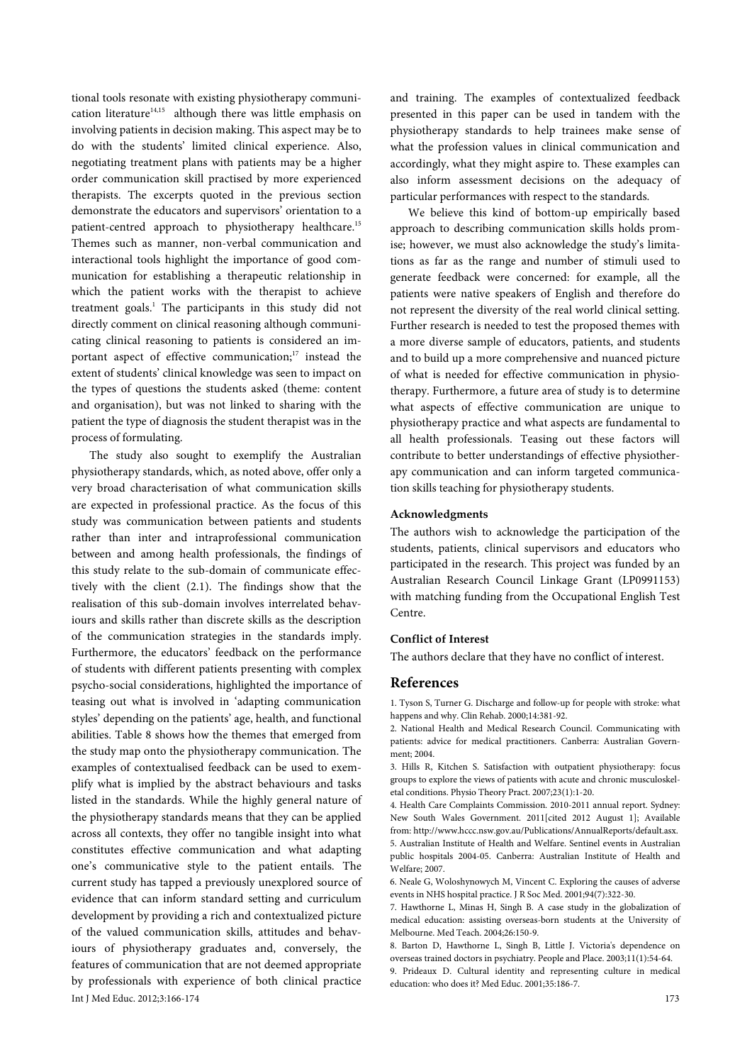tional tools resonate with existing physiotherapy communication literature[14,15] although there was little emphasis on involving patients in decision making. This aspect may be to do with the students' limited clinical experience. Also, negotiating treatment plans with patients may be a higher order communication skill practised by more experienced therapists. The excerpts quoted in the previous section demonstrate the educators and supervisors' orientation to a patient-centred approach to physiotherapy healthcare.[15] Themes such as manner, non-verbal communication and interactional tools highlight the importance of good communication for establishing a therapeutic relationship in which the patient works with the therapist to achieve treatment goals.[1] The participants in this study did not directly comment on clinical reasoning although communicating clinical reasoning to patients is considered an important aspect of effective communication;[17] instead the extent of students' clinical knowledge was seen to impact on the types of questions the students asked (theme: content and organisation), but was not linked to sharing with the patient the type of diagnosis the student therapist was in the process of formulating.

The study also sought to exemplify the Australian physiotherapy standards, which, as noted above, offer only a very broad characterisation of what communication skills are expected in professional practice. As the focus of this study was communication between patients and students rather than inter and intraprofessional communication between and among health professionals, the findings of this study relate to the sub-domain of communicate effectively with the client (2.1). The findings show that the realisation of this sub-domain involves interrelated behaviours and skills rather than discrete skills as the description of the communication strategies in the standards imply. Furthermore, the educators' feedback on the performance of students with different patients presenting with complex psycho-social considerations, highlighted the importance of teasing out what is involved in 'adapting communication styles' depending on the patients' age, health, and functional abilities. Table 8 shows how the themes that emerged from the study map onto the physiotherapy communication. The examples of contextualised feedback can be used to exemplify what is implied by the abstract behaviours and tasks listed in the standards. While the highly general nature of the physiotherapy standards means that they can be applied across all contexts, they offer no tangible insight into what constitutes effective communication and what adapting one's communicative style to the patient entails. The current study has tapped a previously unexplored source of evidence that can inform standard setting and curriculum development by providing a rich and contextualized picture of the valued communication skills, attitudes and behaviours of physiotherapy graduates and, conversely, the features of communication that are not deemed appropriate by professionals with experience of both clinical practice and training. The examples of contextualized feedback presented in this paper can be used in tandem with the physiotherapy standards to help trainees make sense of what the profession values in clinical communication and accordingly, what they might aspire to. These examples can also inform assessment decisions on the adequacy of particular performances with respect to the standards.

We believe this kind of bottom-up empirically based approach to describing communication skills holds promise; however, we must also acknowledge the study's limitations as far as the range and number of stimuli used to generate feedback were concerned: for example, all the patients were native speakers of English and therefore do not represent the diversity of the real world clinical setting. Further research is needed to test the proposed themes with a more diverse sample of educators, patients, and students and to build up a more comprehensive and nuanced picture of what is needed for effective communication in physiotherapy. Furthermore, a future area of study is to determine what aspects of effective communication are unique to physiotherapy practice and what aspects are fundamental to all health professionals. Teasing out these factors will contribute to better understandings of effective physiotherapy communication and can inform targeted communication skills teaching for physiotherapy students.

### Acknowledgments

The authors wish to acknowledge the participation of the students, patients, clinical supervisors and educators who participated in the research. This project was funded by an Australian Research Council Linkage Grant (LP0991153) with matching funding from the Occupational English Test Centre.

### Conflict of Interest

The authors declare that they have no conflict of interest.

## References

1. Tyson S, Turner G. Discharge and follow-up for people with stroke: what happens and why. Clin Rehab. 2000;14:381-92.
2. National Health and Medical Research Council. Communicating with patients: advice for medical practitioners. Canberra: Australian Government; 2004.
3. Hills R, Kitchen S. Satisfaction with outpatient physiotherapy: focus groups to explore the views of patients with acute and chronic musculoskeletal conditions. Physio Theory Pract. 2007;23(1):1-20.
4. Health Care Complaints Commission. 2010-2011 annual report. Sydney: New South Wales Government. 2011[cited 2012 August 1]; Available from: http://www.hccc.nsw.gov.au/Publications/AnnualReports/default.asx.
5. Australian Institute of Health and Welfare. Sentinel events in Australian public hospitals 2004-05. Canberra: Australian Institute of Health and Welfare; 2007.
6. Neale G, Woloshynowych M, Vincent C. Exploring the causes of adverse events in NHS hospital practice. J R Soc Med. 2001;94(7):322-30.
7. Hawthorne L, Minas H, Singh B. A case study in the globalization of medical education: assisting overseas-born students at the University of Melbourne. Med Teach. 2004;26:150-9.
8. Barton D, Hawthorne L, Singh B, Little J. Victoria's dependence on overseas trained doctors in psychiatry. People and Place. 2003;11(1):54-64.
9. Prideaux D. Cultural identity and representing culture in medical education: who does it? Med Educ. 2001;35:186-7.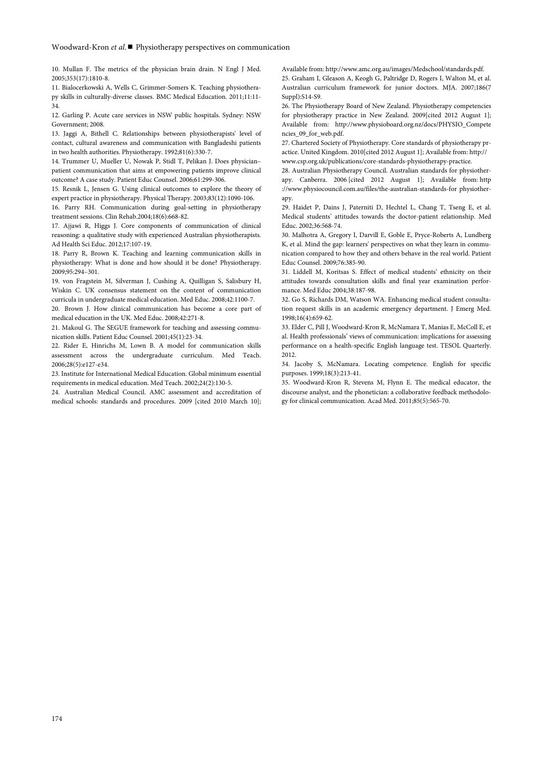10. Mullan F. The metrics of the physician brain drain. N Engl J Med. 2005;353(17):1810-8.

11. Bialocerkowski A, Wells C, Grimmer-Somers K. Teaching physiotherapy skills in culturally-diverse classes. BMC Medical Education. 2011;11:11-34.

12. Garling P. Acute care services in NSW public hospitals. Sydney: NSW Government; 2008.

13. Jaggi A, Bithell C. Relationships between physiotherapists' level of contact, cultural awareness and communication with Bangladeshi patients in two health authorities. Physiotherapy. 1992;81(6):330-7.

14. Trummer U, Mueller U, Nowak P, Stidl T, Pelikan J. Does physician–patient communication that aims at empowering patients improve clinical outcome? A case study. Patient Educ Counsel. 2006;61:299-306.

15. Resnik L, Jensen G. Using clinical outcomes to explore the theory of expert practice in physiotherapy. Physical Therapy. 2003;83(12):1090-106.

16. Parry RH. Communication during goal-setting in physiotherapy treatment sessions. Clin Rehab.2004;18(6):668-82.

17. Ajjawi R, Higgs J. Core components of communication of clinical reasoning: a qualitative study with experienced Australian physiotherapists. Ad Health Sci Educ. 2012;17:107-19.

18. Parry R, Brown K. Teaching and learning communication skills in physiotherapy: What is done and how should it be done? Physiotherapy. 2009;95:294–301.

19. von Fragstein M, Silverman J, Cushing A, Quilligan S, Salisbury H, Wiskin C. UK consensus statement on the content of communication curricula in undergraduate medical education. Med Educ. 2008;42:1100-7.

20. Brown J. How clinical communication has become a core part of medical education in the UK. Med Educ. 2008;42:271-8.

21. Makoul G. The SEGUE framework for teaching and assessing communication skills. Patient Educ Counsel. 2001;45(1):23-34.

22. Rider E, Hinrichs M, Lown B. A model for communication skills assessment across the undergraduate curriculum. Med Teach. 2006;28(5):e127-e34.

23. Institute for International Medical Education. Global minimum essential requirements in medical education. Med Teach. 2002;24(2):130-5.

24. Australian Medical Council. AMC assessment and accreditation of medical schools: standards and procedures. 2009 [cited 2010 March 10]; Available from: http://www.amc.org.au/images/Medschool/standards.pdf.

25. Graham I, Gleason A, Keogh G, Paltridge D, Rogers I, Walton M, et al. Australian curriculum framework for junior doctors. MJA. 2007;186(7 Suppl):S14-S9.

26. The Physiotherapy Board of New Zealand. Physiotherapy competencies for physiotherapy practice in New Zealand. 2009[cited 2012 August 1]; Available from: http://www.physioboard.org.nz/docs/PHYSIO_Competencies_09_for_web.pdf.

27. Chartered Society of Physiotherapy. Core standards of physiotherapy practice. United Kingdom. 2010[cited 2012 August 1]; Available from: http://www.csp.org.uk/publications/core-standards-physiotherapy-practice.

28. Australian Physiotherapy Council. Australian standards for physiotherapy. Canberra. 2006 [cited 2012 August 1]; Available from: http://www.physiocouncil.com.au/files/the-australian-standards-for physiotherapy.

29. Haidet P, Dains J, Paterniti D, Hechtel L, Chang T, Tseng E, et al. Medical students' attitudes towards the doctor-patient relationship. Med Educ. 2002;36:568-74.

30. Malhotra A, Gregory I, Darvill E, Goble E, Pryce-Roberts A, Lundberg K, et al. Mind the gap: learners' perspectives on what they learn in communication compared to how they and others behave in the real world. Patient Educ Counsel. 2009;76:385-90.

31. Liddell M, Koritsas S. Effect of medical students' ethnicity on their attitudes towards consultation skills and final year examination performance. Med Educ 2004;38:187-98.

32. Go S, Richards DM, Watson WA. Enhancing medical student consultation request skills in an academic emergency department. J Emerg Med. 1998;16(4):659-62.

33. Elder C, Pill J, Woodward-Kron R, McNamara T, Manias E, McColl E, et al. Health professionals' views of communication: implications for assessing performance on a health-specific English language test. TESOL Quarterly. 2012.

34. Jacoby S, McNamara. Locating competence. English for specific purposes. 1999;18(3):213-41.

35. Woodward-Kron R, Stevens M, Flynn E. The medical educator, the discourse analyst, and the phonetician: a collaborative feedback methodology for clinical communication. Acad Med. 2011;85(5):565-70.